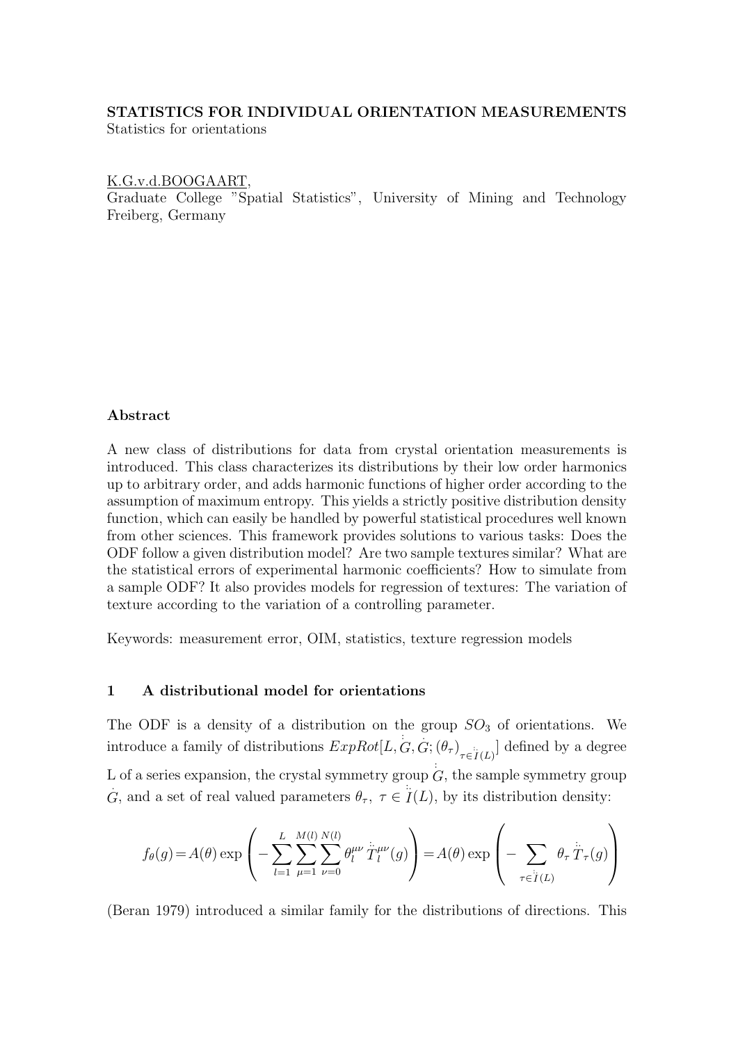**STATISTICS FOR INDIVIDUAL ORIENTATION MEASUREMENTS**
Statistics for orientations

K.G.v.d.BOOGAART,
Graduate College "Spatial Statistics", University of Mining and Technology Freiberg, Germany

## Abstract

A new class of distributions for data from crystal orientation measurements is introduced. This class characterizes its distributions by their low order harmonics up to arbitrary order, and adds harmonic functions of higher order according to the assumption of maximum entropy. This yields a strictly positive distribution density function, which can easily be handled by powerful statistical procedures well known from other sciences. This framework provides solutions to various tasks: Does the ODF follow a given distribution model? Are two sample textures similar? What are the statistical errors of experimental harmonic coefficients? How to simulate from a sample ODF? It also provides models for regression of textures: The variation of texture according to the variation of a controlling parameter.

Keywords: measurement error, OIM, statistics, texture regression models

## 1 A distributional model for orientations

The ODF is a density of a distribution on the group $SO_3$ of orientations. We introduce a family of distributions $ExpRot[L, \overset{:}{G}, \dot{G}; (\theta_\tau)_{\tau \in \overset{::}{I}(L)}]$ defined by a degree L of a series expansion, the crystal symmetry group $\overset{:}{G}$, the sample symmetry group $\dot{G}$, and a set of real valued parameters $\theta_\tau$, $\tau \in \overset{::}{I}(L)$, by its distribution density:

$$f_\theta(g) = A(\theta) \exp\left( - \sum_{l=1}^{L} \sum_{\mu=1}^{M(l)} \sum_{\nu=0}^{N(l)} \theta_l^{\mu\nu} \overset{::}{T}{}_l^{\mu\nu}(g) \right) = A(\theta) \exp\left( - \sum_{\tau \in \overset{::}{I}(L)} \theta_\tau \overset{::}{T}_\tau(g) \right)$$

(Beran 1979) introduced a similar family for the distributions of directions. This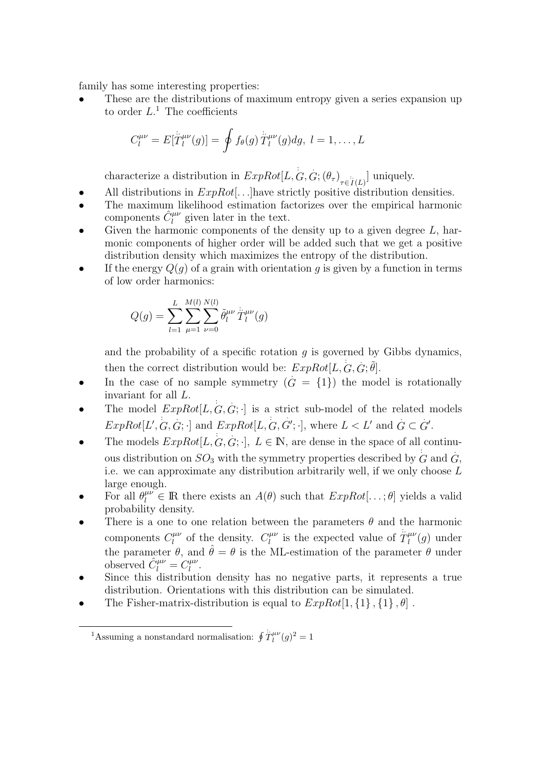family has some interesting properties:

- These are the distributions of maximum entropy given a series expansion up to order $L$.[1] The coefficients

$$C_l^{\mu\nu} = E[\dot{\dot{T}}_l^{\mu\nu}(g)] = \oint f_\theta(g)\, \dot{\dot{T}}_l^{\mu\nu}(g) dg, \; l = 1, \ldots, L$$

  characterize a distribution in $ExpRot[L, \overset{\vdots}{G}, \dot{G}; (\theta_\tau)_{\tau \in \overset{\vdots}{I}(L)}]$ uniquely.
- All distributions in $ExpRot[\ldots]$have strictly positive distribution densities.
- The maximum likelihood estimation factorizes over the empirical harmonic components $\hat{C}_l^{\mu\nu}$ given later in the text.
- Given the harmonic components of the density up to a given degree $L$, harmonic components of higher order will be added such that we get a positive distribution density which maximizes the entropy of the distribution.
- If the energy $Q(g)$ of a grain with orientation $g$ is given by a function in terms of low order harmonics:

$$Q(g) = \sum_{l=1}^{L} \sum_{\mu=1}^{M(l)} \sum_{\nu=0}^{N(l)} \tilde{\theta}_l^{\mu\nu}\, \dot{\dot{T}}_l^{\mu\nu}(g)$$

  and the probability of a specific rotation $g$ is governed by Gibbs dynamics, then the correct distribution would be: $ExpRot[L, \overset{\vdots}{G}, \dot{G}; \tilde{\theta}]$.
- In the case of no sample symmetry ($\dot{G} = \{1\}$) the model is rotationally invariant for all $L$.
- The model $ExpRot[L, \overset{\vdots}{G}, \dot{G}; \cdot]$ is a strict sub-model of the related models $ExpRot[L', \overset{\vdots}{G}, \dot{G}; \cdot]$ and $ExpRot[L, \overset{\vdots}{G}, \dot{G}'; \cdot]$, where $L < L'$ and $\dot{G} \subset \dot{G}'$.
- The models $ExpRot[L, \overset{\vdots}{G}, \dot{G}; \cdot]$, $L \in \mathbb{N}$, are dense in the space of all continuous distribution on $SO_3$ with the symmetry properties described by $\overset{\vdots}{G}$ and $\dot{G}$, i.e. we can approximate any distribution arbitrarily well, if we only choose $L$ large enough.
- For all $\theta_l^{\mu\nu} \in \mathbb{R}$ there exists an $A(\theta)$ such that $ExpRot[\ldots; \theta]$ yields a valid probability density.
- There is a one to one relation between the parameters $\theta$ and the harmonic components $C_l^{\mu\nu}$ of the density. $C_l^{\mu\nu}$ is the expected value of $\dot{\dot{T}}_l^{\mu\nu}(g)$ under the parameter $\theta$, and $\hat{\theta} = \theta$ is the ML-estimation of the parameter $\theta$ under observed $\hat{C}_l^{\mu\nu} = C_l^{\mu\nu}$.
- Since this distribution density has no negative parts, it represents a true distribution. Orientations with this distribution can be simulated.
- The Fisher-matrix-distribution is equal to $ExpRot[1, \{1\}, \{1\}, \theta]$ .

[1] Assuming a nonstandard normalisation: $\oint \dot{\dot{T}}_l^{\mu\nu}(g)^2 = 1$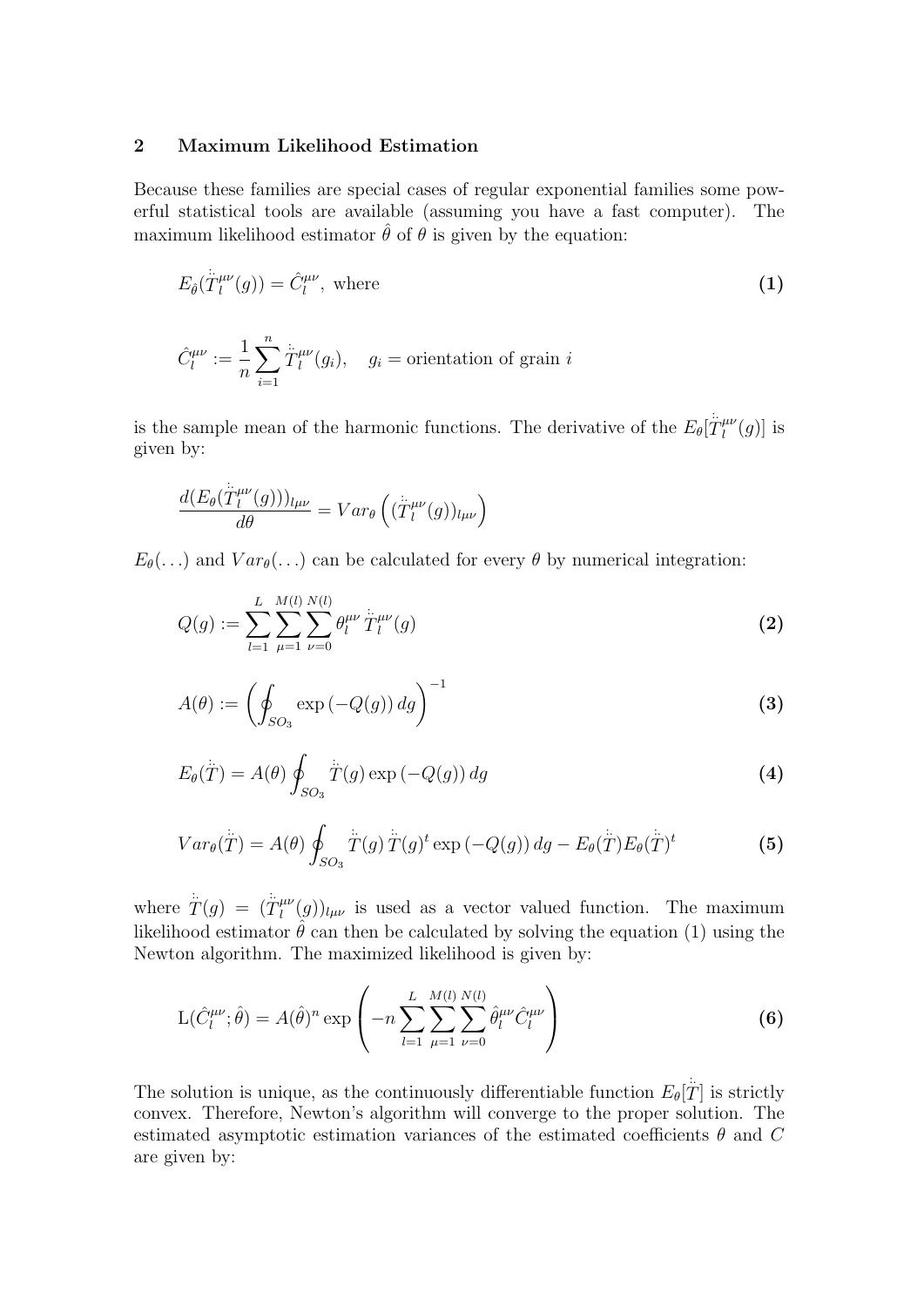## 2 Maximum Likelihood Estimation

Because these families are special cases of regular exponential families some powerful statistical tools are available (assuming you have a fast computer). The maximum likelihood estimator $\hat{\theta}$ of $\theta$ is given by the equation:

$$E_{\hat{\theta}}(\ddot{T}_l^{\mu\nu}(g)) = \hat{C}_l^{\mu\nu}, \text{ where} \tag{1}$$

$$\hat{C}_l^{\mu\nu} := \frac{1}{n}\sum_{i=1}^{n} \ddot{T}_l^{\mu\nu}(g_i), \quad g_i = \text{orientation of grain } i$$

is the sample mean of the harmonic functions. The derivative of the $E_\theta[\ddot{T}_l^{\mu\nu}(g)]$ is given by:

$$\frac{d(E_\theta(\ddot{T}_l^{\mu\nu}(g)))_{l\mu\nu}}{d\theta} = Var_\theta\left((\ddot{T}_l^{\mu\nu}(g))_{l\mu\nu}\right)$$

$E_\theta(\ldots)$ and $Var_\theta(\ldots)$ can be calculated for every $\theta$ by numerical integration:

$$Q(g) := \sum_{l=1}^{L}\sum_{\mu=1}^{M(l)}\sum_{\nu=0}^{N(l)} \theta_l^{\mu\nu}\, \ddot{T}_l^{\mu\nu}(g) \tag{2}$$

$$A(\theta) := \left(\oint_{SO_3} \exp\left(-Q(g)\right) dg\right)^{-1} \tag{3}$$

$$E_\theta(\ddot{T}) = A(\theta)\oint_{SO_3} \ddot{T}(g)\exp\left(-Q(g)\right) dg \tag{4}$$

$$Var_\theta(\ddot{T}) = A(\theta)\oint_{SO_3} \ddot{T}(g)\,\ddot{T}(g)^t \exp\left(-Q(g)\right) dg - E_\theta(\ddot{T})E_\theta(\ddot{T})^t \tag{5}$$

where $\ddot{T}(g) = (\ddot{T}_l^{\mu\nu}(g))_{l\mu\nu}$ is used as a vector valued function. The maximum likelihood estimator $\hat{\theta}$ can then be calculated by solving the equation (1) using the Newton algorithm. The maximized likelihood is given by:

$$\mathrm{L}(\hat{C}_l^{\mu\nu};\hat{\theta}) = A(\hat{\theta})^n \exp\left(-n\sum_{l=1}^{L}\sum_{\mu=1}^{M(l)}\sum_{\nu=0}^{N(l)} \hat{\theta}_l^{\mu\nu}\hat{C}_l^{\mu\nu}\right) \tag{6}$$

The solution is unique, as the continuously differentiable function $E_\theta[\ddot{T}]$ is strictly convex. Therefore, Newton's algorithm will converge to the proper solution. The estimated asymptotic estimation variances of the estimated coefficients $\theta$ and $C$ are given by: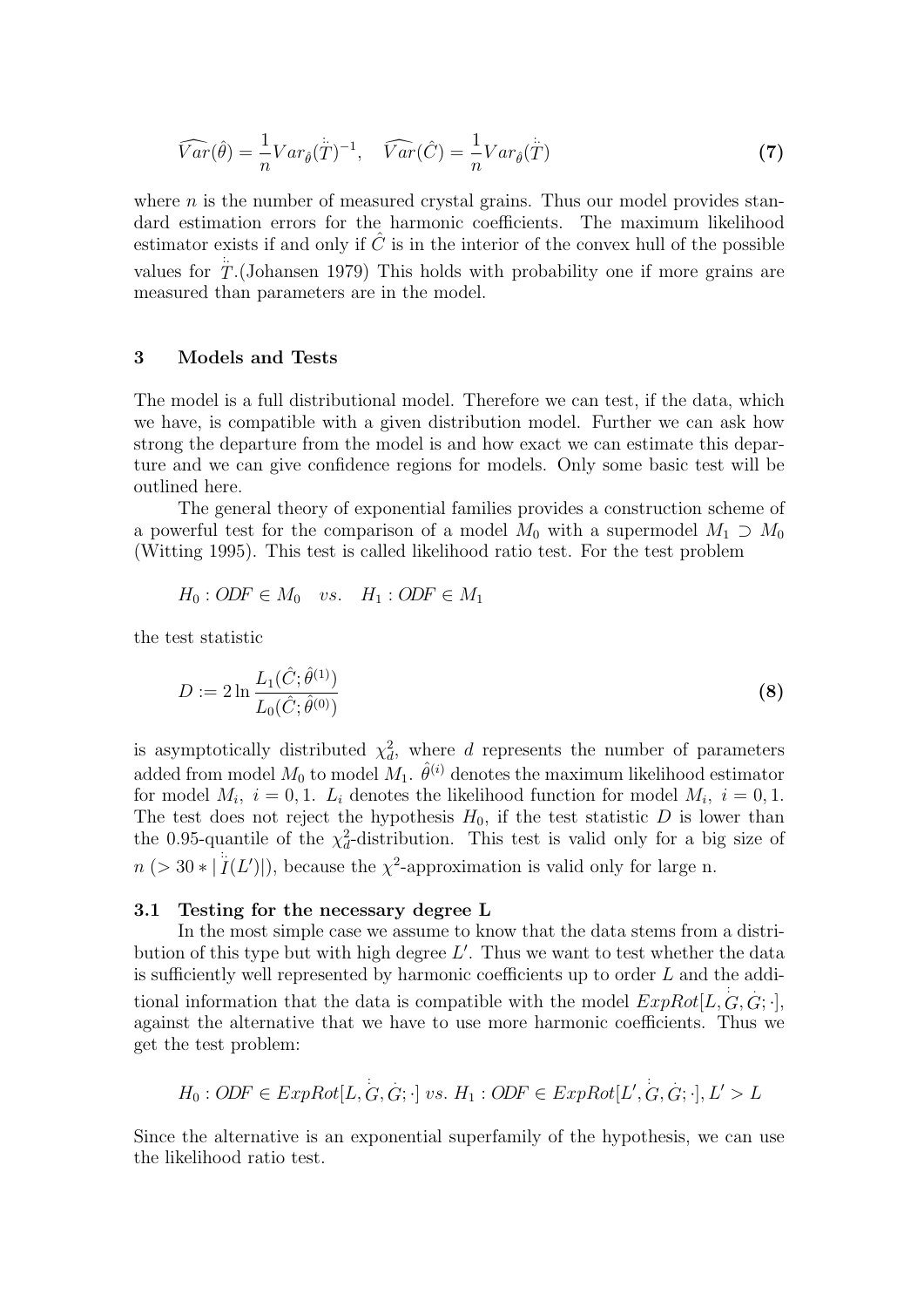$$\widehat{Var}(\hat{\theta}) = \frac{1}{n} Var_{\hat{\theta}}(\ddot{T})^{-1}, \quad \widehat{Var}(\hat{C}) = \frac{1}{n} Var_{\hat{\theta}}(\ddot{T}) \tag{7}$$

where $n$ is the number of measured crystal grains. Thus our model provides standard estimation errors for the harmonic coefficients. The maximum likelihood estimator exists if and only if $\hat{C}$ is in the interior of the convex hull of the possible values for $\ddot{T}$.(Johansen 1979) This holds with probability one if more grains are measured than parameters are in the model.

## 3 Models and Tests

The model is a full distributional model. Therefore we can test, if the data, which we have, is compatible with a given distribution model. Further we can ask how strong the departure from the model is and how exact we can estimate this departure and we can give confidence regions for models. Only some basic test will be outlined here.

The general theory of exponential families provides a construction scheme of a powerful test for the comparison of a model $M_0$ with a supermodel $M_1 \supset M_0$ (Witting 1995). This test is called likelihood ratio test. For the test problem

$$H_0 : ODF \in M_0 \quad vs. \quad H_1 : ODF \in M_1$$

the test statistic

$$D := 2 \ln \frac{L_1(\hat{C}; \hat{\theta}^{(1)})}{L_0(\hat{C}; \hat{\theta}^{(0)})} \tag{8}$$

is asymptotically distributed $\chi^2_d$, where $d$ represents the number of parameters added from model $M_0$ to model $M_1$. $\hat{\theta}^{(i)}$ denotes the maximum likelihood estimator for model $M_i$, $i = 0, 1$. $L_i$ denotes the likelihood function for model $M_i$, $i = 0, 1$. The test does not reject the hypothesis $H_0$, if the test statistic $D$ is lower than the 0.95-quantile of the $\chi^2_d$-distribution. This test is valid only for a big size of $n$ $(> 30 * |\ddot{I}(L')|)$, because the $\chi^2$-approximation is valid only for large n.

### 3.1 Testing for the necessary degree L

In the most simple case we assume to know that the data stems from a distribution of this type but with high degree $L'$. Thus we want to test whether the data is sufficiently well represented by harmonic coefficients up to order $L$ and the additional information that the data is compatible with the model $ExpRot[L, \vdots{G}, \dot{G}; \cdot]$, against the alternative that we have to use more harmonic coefficients. Thus we get the test problem:

$$H_0 : ODF \in ExpRot[L, \vdots{G}, \dot{G}; \cdot] \; vs. \; H_1 : ODF \in ExpRot[L', \vdots{G}, \dot{G}; \cdot], L' > L$$

Since the alternative is an exponential superfamily of the hypothesis, we can use the likelihood ratio test.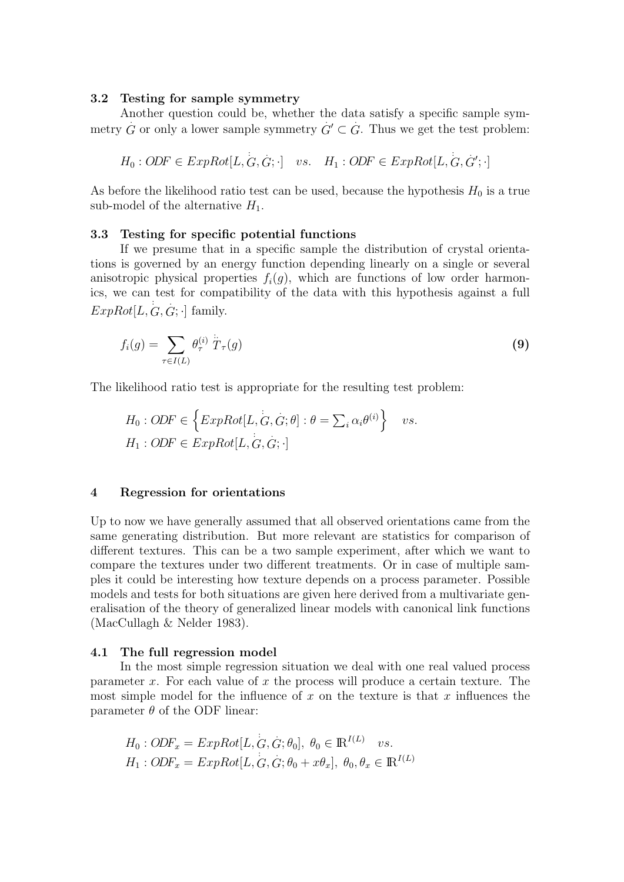### 3.2 Testing for sample symmetry

Another question could be, whether the data satisfy a specific sample symmetry $\dot{G}$ or only a lower sample symmetry $\dot{G}' \subset \dot{G}$. Thus we get the test problem:

$$H_0 : ODF \in ExpRot[L, \vdots{G}, \dot{G}; \cdot] \quad vs. \quad H_1 : ODF \in ExpRot[L, \vdots{G}, \dot{G}'; \cdot]$$

As before the likelihood ratio test can be used, because the hypothesis $H_0$ is a true sub-model of the alternative $H_1$.

### 3.3 Testing for specific potential functions

If we presume that in a specific sample the distribution of crystal orientations is governed by an energy function depending linearly on a single or several anisotropic physical properties $f_i(g)$, which are functions of low order harmonics, we can test for compatibility of the data with this hypothesis against a full $ExpRot[L, \vdots{G}, \dot{G}; \cdot]$ family.

$$f_i(g) = \sum_{\tau \in I(L)} \theta_\tau^{(i)} \, \dot{\ddot{T}}_\tau(g) \tag{9}$$

The likelihood ratio test is appropriate for the resulting test problem:

$$H_0 : ODF \in \left\{ ExpRot[L, \vdots{G}, \dot{G}; \theta] : \theta = \textstyle\sum_i \alpha_i \theta^{(i)} \right\} \quad vs.$$
$$H_1 : ODF \in ExpRot[L, \vdots{G}, \dot{G}; \cdot]$$

## 4 Regression for orientations

Up to now we have generally assumed that all observed orientations came from the same generating distribution. But more relevant are statistics for comparison of different textures. This can be a two sample experiment, after which we want to compare the textures under two different treatments. Or in case of multiple samples it could be interesting how texture depends on a process parameter. Possible models and tests for both situations are given here derived from a multivariate generalisation of the theory of generalized linear models with canonical link functions (MacCullagh & Nelder 1983).

### 4.1 The full regression model

In the most simple regression situation we deal with one real valued process parameter $x$. For each value of $x$ the process will produce a certain texture. The most simple model for the influence of $x$ on the texture is that $x$ influences the parameter $\theta$ of the ODF linear:

$$H_0 : ODF_x = ExpRot[L, \vdots{G}, \dot{G}; \theta_0], \; \theta_0 \in \mathbb{R}^{I(L)} \quad vs.$$
$$H_1 : ODF_x = ExpRot[L, \vdots{G}, \dot{G}; \theta_0 + x\theta_x], \; \theta_0, \theta_x \in \mathbb{R}^{I(L)}$$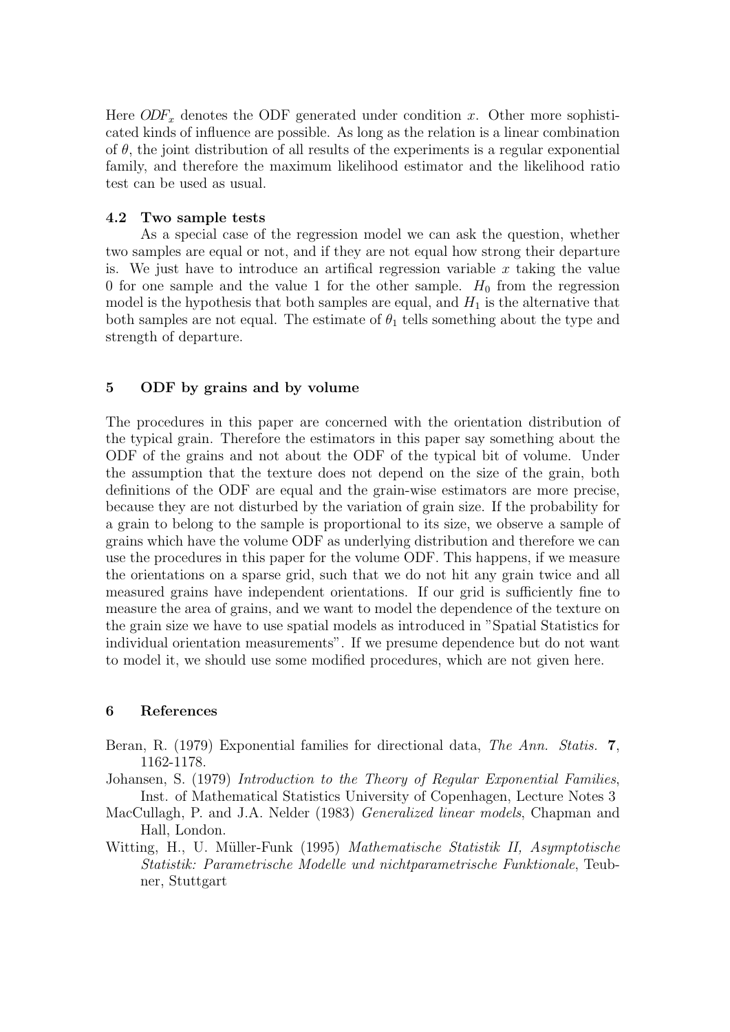Here $ODF_x$ denotes the ODF generated under condition $x$. Other more sophisticated kinds of influence are possible. As long as the relation is a linear combination of $\theta$, the joint distribution of all results of the experiments is a regular exponential family, and therefore the maximum likelihood estimator and the likelihood ratio test can be used as usual.

### 4.2 Two sample tests

As a special case of the regression model we can ask the question, whether two samples are equal or not, and if they are not equal how strong their departure is. We just have to introduce an artifical regression variable $x$ taking the value 0 for one sample and the value 1 for the other sample. $H_0$ from the regression model is the hypothesis that both samples are equal, and $H_1$ is the alternative that both samples are not equal. The estimate of $\theta_1$ tells something about the type and strength of departure.

## 5 ODF by grains and by volume

The procedures in this paper are concerned with the orientation distribution of the typical grain. Therefore the estimators in this paper say something about the ODF of the grains and not about the ODF of the typical bit of volume. Under the assumption that the texture does not depend on the size of the grain, both definitions of the ODF are equal and the grain-wise estimators are more precise, because they are not disturbed by the variation of grain size. If the probability for a grain to belong to the sample is proportional to its size, we observe a sample of grains which have the volume ODF as underlying distribution and therefore we can use the procedures in this paper for the volume ODF. This happens, if we measure the orientations on a sparse grid, such that we do not hit any grain twice and all measured grains have independent orientations. If our grid is sufficiently fine to measure the area of grains, and we want to model the dependence of the texture on the grain size we have to use spatial models as introduced in "Spatial Statistics for individual orientation measurements". If we presume dependence but do not want to model it, we should use some modified procedures, which are not given here.

## 6 References

Beran, R. (1979) Exponential families for directional data, *The Ann. Statis.* **7**, 1162-1178.

Johansen, S. (1979) *Introduction to the Theory of Regular Exponential Families*, Inst. of Mathematical Statistics University of Copenhagen, Lecture Notes 3

MacCullagh, P. and J.A. Nelder (1983) *Generalized linear models*, Chapman and Hall, London.

Witting, H., U. Müller-Funk (1995) *Mathematische Statistik II, Asymptotische Statistik: Parametrische Modelle und nichtparametrische Funktionale*, Teubner, Stuttgart